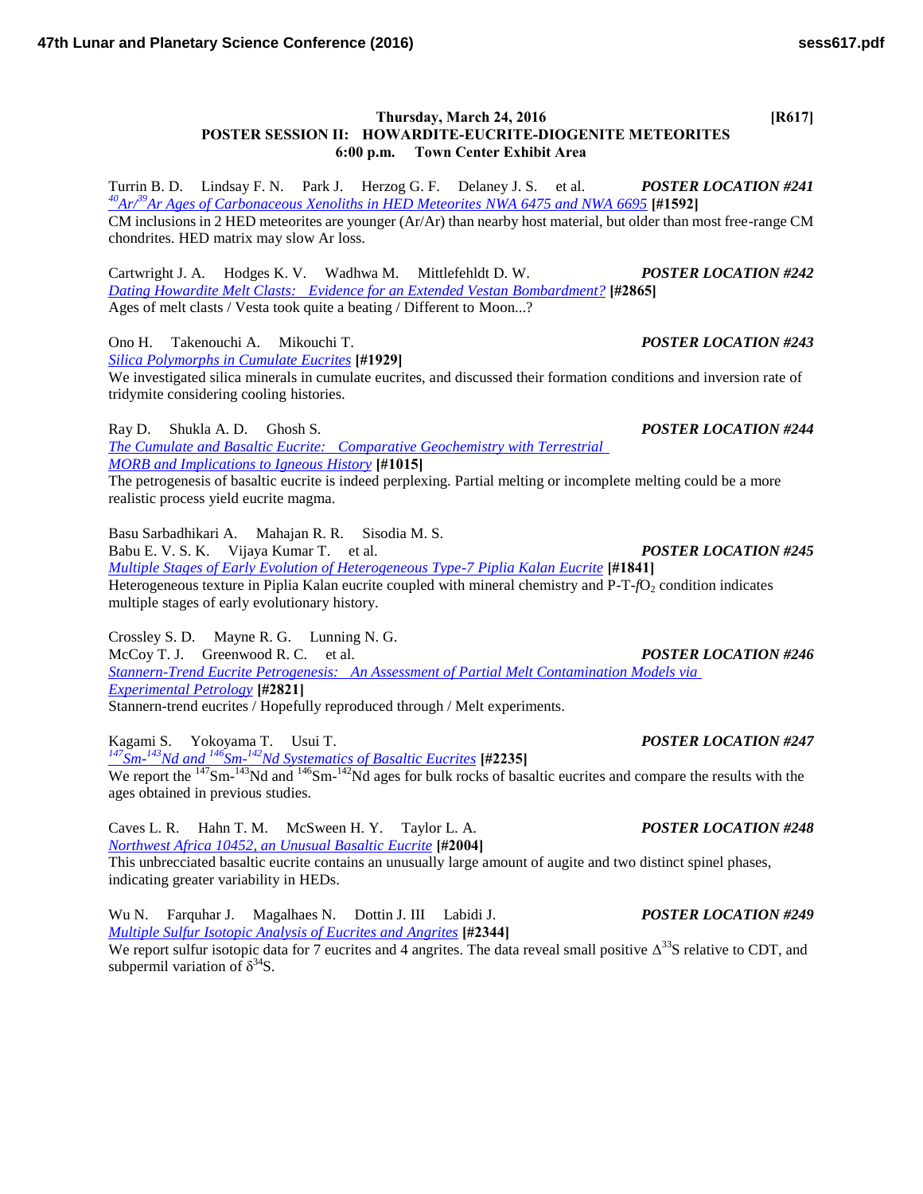**Thursday, March 24, 2016 [R617]**

## POSTER SESSION II: HOWARDITE-EUCRITE-DIOGENITE METEORITES

**6:00 p.m. Town Center Exhibit Area**

Turrin B. D. Lindsay F. N. Park J. Herzog G. F. Delaney J. S. et al. ***POSTER LOCATION #241***
*$^{40}Ar/^{39}Ar$ Ages of Carbonaceous Xenoliths in HED Meteorites NWA 6475 and NWA 6695* **[#1592]**
CM inclusions in 2 HED meteorites are younger (Ar/Ar) than nearby host material, but older than most free-range CM chondrites. HED matrix may slow Ar loss.

Cartwright J. A. Hodges K. V. Wadhwa M. Mittlefehldt D. W. ***POSTER LOCATION #242***
*Dating Howardite Melt Clasts: Evidence for an Extended Vestan Bombardment?* **[#2865]**
Ages of melt clasts / Vesta took quite a beating / Different to Moon...?

Ono H. Takenouchi A. Mikouchi T. ***POSTER LOCATION #243***
*Silica Polymorphs in Cumulate Eucrites* **[#1929]**
We investigated silica minerals in cumulate eucrites, and discussed their formation conditions and inversion rate of tridymite considering cooling histories.

Ray D. Shukla A. D. Ghosh S. ***POSTER LOCATION #244***
*The Cumulate and Basaltic Eucrite: Comparative Geochemistry with Terrestrial MORB and Implications to Igneous History* **[#1015]**
The petrogenesis of basaltic eucrite is indeed perplexing. Partial melting or incomplete melting could be a more realistic process yield eucrite magma.

Basu Sarbadhikari A. Mahajan R. R. Sisodia M. S.
Babu E. V. S. K. Vijaya Kumar T. et al. ***POSTER LOCATION #245***
*Multiple Stages of Early Evolution of Heterogeneous Type-7 Piplia Kalan Eucrite* **[#1841]**
Heterogeneous texture in Piplia Kalan eucrite coupled with mineral chemistry and P-T-$fO_2$ condition indicates multiple stages of early evolutionary history.

Crossley S. D. Mayne R. G. Lunning N. G.
McCoy T. J. Greenwood R. C. et al. ***POSTER LOCATION #246***
*Stannern-Trend Eucrite Petrogenesis: An Assessment of Partial Melt Contamination Models via Experimental Petrology* **[#2821]**
Stannern-trend eucrites / Hopefully reproduced through / Melt experiments.

Kagami S. Yokoyama T. Usui T. ***POSTER LOCATION #247***
*$^{147}Sm$-$^{143}Nd$ and $^{146}Sm$-$^{142}Nd$ Systematics of Basaltic Eucrites* **[#2235]**
We report the $^{147}Sm$-$^{143}Nd$ and $^{146}Sm$-$^{142}Nd$ ages for bulk rocks of basaltic eucrites and compare the results with the ages obtained in previous studies.

Caves L. R. Hahn T. M. McSween H. Y. Taylor L. A. ***POSTER LOCATION #248***
*Northwest Africa 10452, an Unusual Basaltic Eucrite* **[#2004]**
This unbrecciated basaltic eucrite contains an unusually large amount of augite and two distinct spinel phases, indicating greater variability in HEDs.

Wu N. Farquhar J. Magalhaes N. Dottin J. III Labidi J. ***POSTER LOCATION #249***
*Multiple Sulfur Isotopic Analysis of Eucrites and Angrites* **[#2344]**
We report sulfur isotopic data for 7 eucrites and 4 angrites. The data reveal small positive $\Delta^{33}S$ relative to CDT, and subpermil variation of $\delta^{34}S$.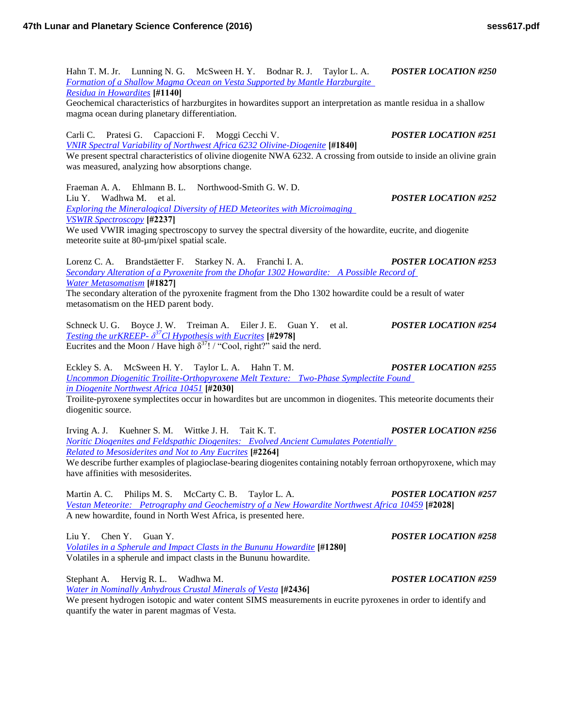Hahn T. M. Jr. Lunning N. G. McSween H. Y. Bodnar R. J. Taylor L. A. ***POSTER LOCATION #250***
*Formation of a Shallow Magma Ocean on Vesta Supported by Mantle Harzburgite Residua in Howardites* **[#1140]**
Geochemical characteristics of harzburgites in howardites support an interpretation as mantle residua in a shallow magma ocean during planetary differentiation.

Carli C. Pratesi G. Capaccioni F. Moggi Cecchi V. ***POSTER LOCATION #251***
*VNIR Spectral Variability of Northwest Africa 6232 Olivine-Diogenite* **[#1840]**
We present spectral characteristics of olivine diogenite NWA 6232. A crossing from outside to inside an olivine grain was measured, analyzing how absorptions change.

Fraeman A. A. Ehlmann B. L. Northwood-Smith G. W. D. Liu Y. Wadhwa M. et al. ***POSTER LOCATION #252***
*Exploring the Mineralogical Diversity of HED Meteorites with Microimaging VSWIR Spectroscopy* **[#2237]**
We used VWIR imaging spectroscopy to survey the spectral diversity of the howardite, eucrite, and diogenite meteorite suite at 80-µm/pixel spatial scale.

Lorenz C. A. Brandstäetter F. Starkey N. A. Franchi I. A. ***POSTER LOCATION #253***
*Secondary Alteration of a Pyroxenite from the Dhofar 1302 Howardite: A Possible Record of Water Metasomatism* **[#1827]**
The secondary alteration of the pyroxenite fragment from the Dho 1302 howardite could be a result of water metasomatism on the HED parent body.

Schneck U. G. Boyce J. W. Treiman A. Eiler J. E. Guan Y. et al. ***POSTER LOCATION #254***
*Testing the urKREEP- $\delta^{37}$Cl Hypothesis with Eucrites* **[#2978]**
Eucrites and the Moon / Have high $\delta^{37}$! / "Cool, right?" said the nerd.

Eckley S. A. McSween H. Y. Taylor L. A. Hahn T. M. ***POSTER LOCATION #255***
*Uncommon Diogenitic Troilite-Orthopyroxene Melt Texture: Two-Phase Symplectite Found in Diogenite Northwest Africa 10451* **[#2030]**
Troilite-pyroxene symplectites occur in howardites but are uncommon in diogenites. This meteorite documents their diogenitic source.

Irving A. J. Kuehner S. M. Wittke J. H. Tait K. T. ***POSTER LOCATION #256***
*Noritic Diogenites and Feldspathic Diogenites: Evolved Ancient Cumulates Potentially Related to Mesosiderites and Not to Any Eucrites* **[#2264]**
We describe further examples of plagioclase-bearing diogenites containing notably ferroan orthopyroxene, which may have affinities with mesosiderites.

Martin A. C. Philips M. S. McCarty C. B. Taylor L. A. ***POSTER LOCATION #257***
*Vestan Meteorite: Petrography and Geochemistry of a New Howardite Northwest Africa 10459* **[#2028]**
A new howardite, found in North West Africa, is presented here.

Liu Y. Chen Y. Guan Y. ***POSTER LOCATION #258***
*Volatiles in a Spherule and Impact Clasts in the Bununu Howardite* **[#1280]**
Volatiles in a spherule and impact clasts in the Bununu howardite.

Stephant A. Hervig R. L. Wadhwa M. ***POSTER LOCATION #259***
*Water in Nominally Anhydrous Crustal Minerals of Vesta* **[#2436]**
We present hydrogen isotopic and water content SIMS measurements in eucrite pyroxenes in order to identify and quantify the water in parent magmas of Vesta.